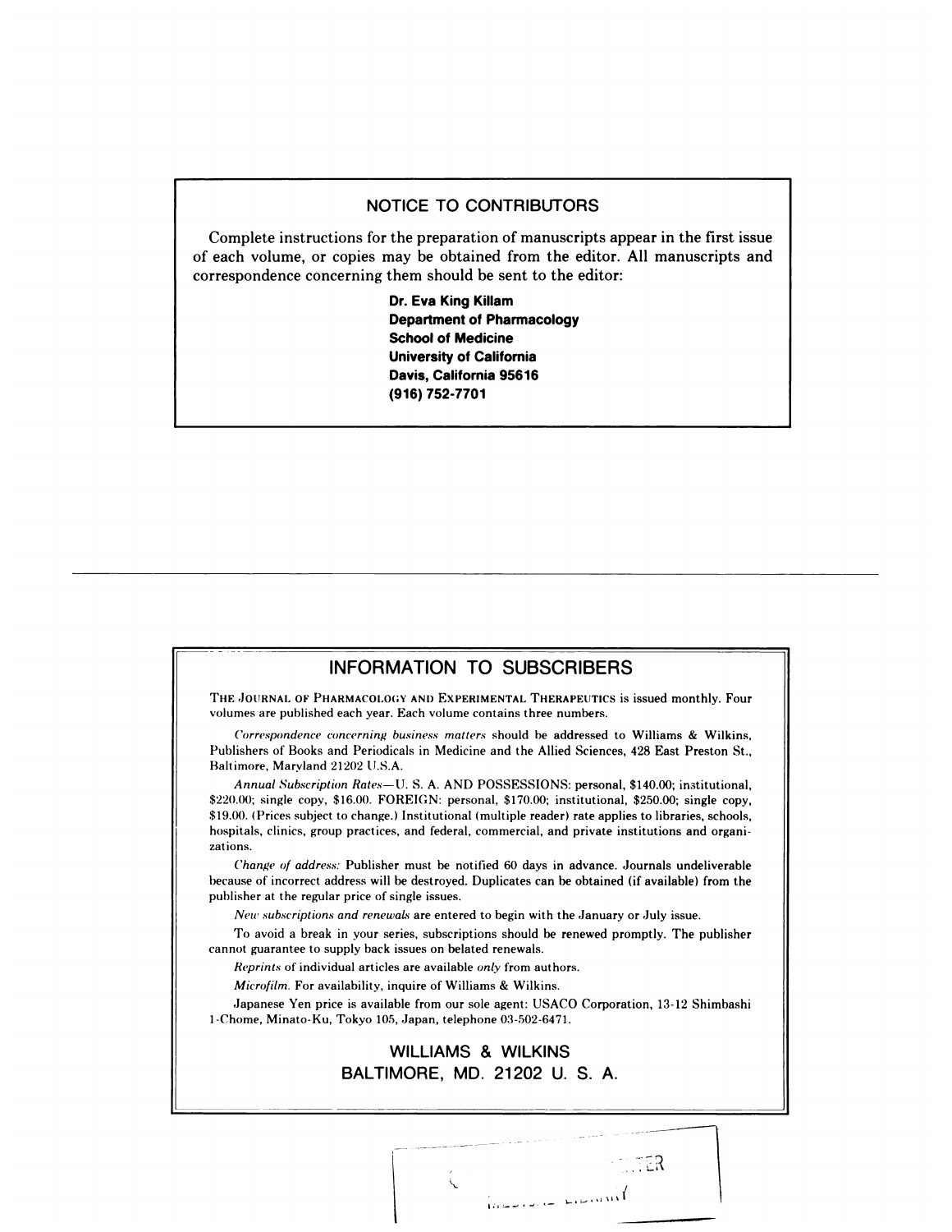## NOTICE TO CONTRIBUTORS

Complete instructions for the preparation of manuscripts appear in the first issue of each volume, or copies may be obtained from the editor. All manuscripts and correspondence concerning them should be sent to the editor:

**Dr. Eva King Killam**
**Department of Pharmacology**
**School of Medicine**
**University of California**
**Davis, California 95616**
**(916) 752-7701**

---

## INFORMATION TO SUBSCRIBERS

THE JOURNAL OF PHARMACOLOGY AND EXPERIMENTAL THERAPEUTICS is issued monthly. Four volumes are published each year. Each volume contains three numbers.

*Correspondence concerning business matters* should be addressed to Williams & Wilkins, Publishers of Books and Periodicals in Medicine and the Allied Sciences, 428 East Preston St., Baltimore, Maryland 21202 U.S.A.

*Annual Subscription Rates*—U. S. A. AND POSSESSIONS: personal, $140.00; institutional, $220.00; single copy, $16.00. FOREIGN: personal, $170.00; institutional, $250.00; single copy, $19.00. (Prices subject to change.) Institutional (multiple reader) rate applies to libraries, schools, hospitals, clinics, group practices, and federal, commercial, and private institutions and organizations.

*Change of address:* Publisher must be notified 60 days in advance. Journals undeliverable because of incorrect address will be destroyed. Duplicates can be obtained (if available) from the publisher at the regular price of single issues.

*New subscriptions and renewals* are entered to begin with the January or July issue.

To avoid a break in your series, subscriptions should be renewed promptly. The publisher cannot guarantee to supply back issues on belated renewals.

*Reprints* of individual articles are available *only* from authors.

*Microfilm.* For availability, inquire of Williams & Wilkins.

Japanese Yen price is available from our sole agent: USACO Corporation, 13-12 Shimbashi 1-Chome, Minato-Ku, Tokyo 105, Japan, telephone 03-502-6471.

**WILLIAMS & WILKINS**
**BALTIMORE, MD. 21202 U. S. A.**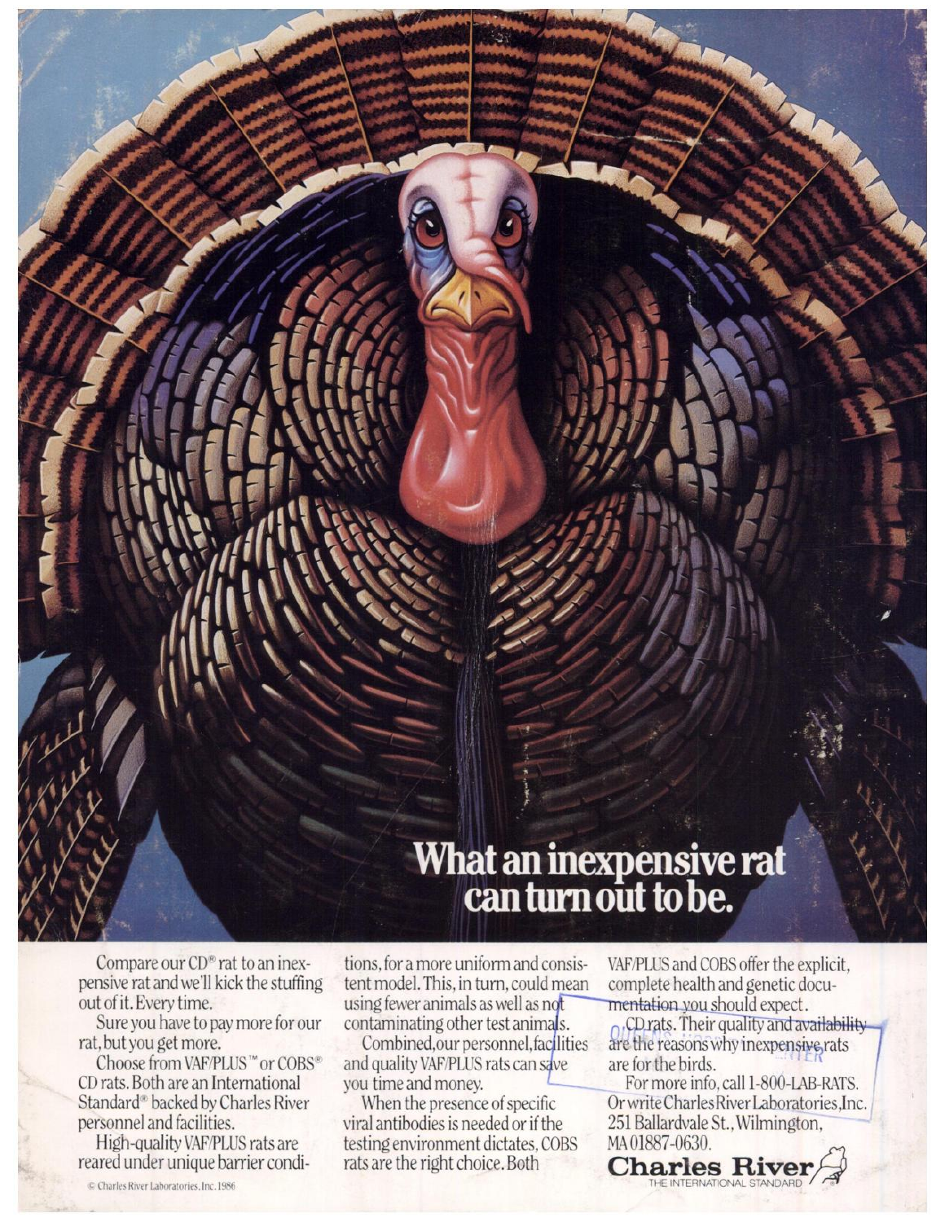# What an inexpensive rat can turn out to be.

Compare our CD® rat to an inexpensive rat and we'll kick the stuffing out of it. Every time.

Sure you have to pay more for our rat, but you get more.

Choose from VAF/PLUS™ or COBS® CD rats. Both are an International Standard® backed by Charles River personnel and facilities.

High-quality VAF/PLUS rats are reared under unique barrier conditions, for a more uniform and consistent model. This, in turn, could mean using fewer animals as well as not contaminating other test animals.

Combined, our personnel, facilities and quality VAF/PLUS rats can save you time and money.

When the presence of specific viral antibodies is needed or if the testing environment dictates, COBS rats are the right choice. Both VAF/PLUS and COBS offer the explicit, complete health and genetic documentation you should expect.

CD rats. Their quality and availability are the reasons why inexpensive rats are for the birds.

For more info, call 1-800-LAB-RATS. Or write Charles River Laboratories, Inc. 251 Ballardvale St., Wilmington, MA 01887-0630.

**Charles River**
THE INTERNATIONAL STANDARD

© Charles River Laboratories, Inc. 1986